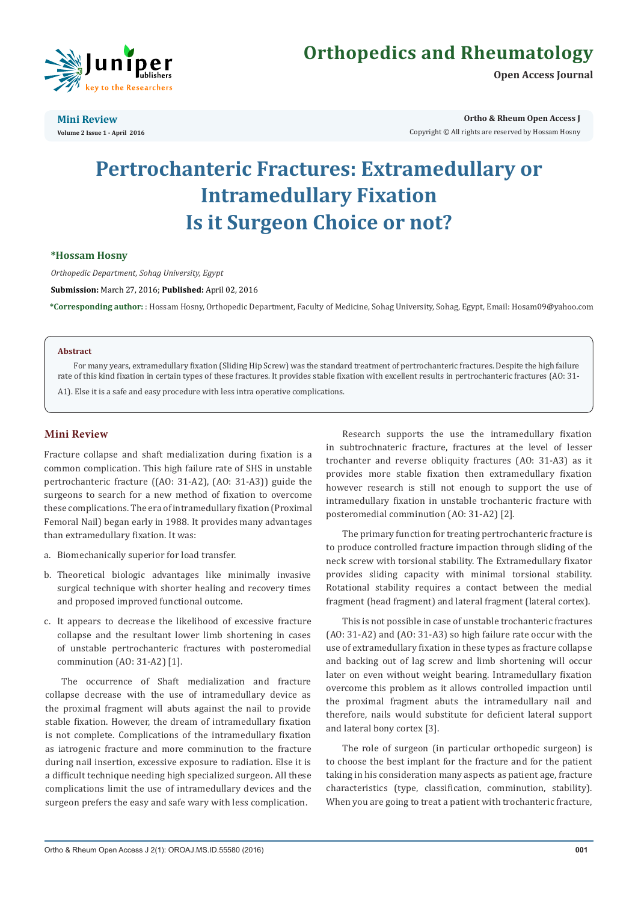Mini Review

Volume 2 Issue 1 - April 2016

Copyright © All rights are reserved by Hossam Hosny

# Pertrochanteric Fractures: Extramedullary or Intramedullary Fixation Is it Surgeon Choice or not?

**\*Hossam Hosny**

*Orthopedic Department, Sohag University, Egypt*

**Submission:** March 27, 2016; **Published:** April 02, 2016

**\*Corresponding author:** : Hossam Hosny, Orthopedic Department, Faculty of Medicine, Sohag University, Sohag, Egypt, Email: Hosam09@yahoo.com

## Abstract

For many years, extramedullary fixation (Sliding Hip Screw) was the standard treatment of pertrochanteric fractures. Despite the high failure rate of this kind fixation in certain types of these fractures. It provides stable fixation with excellent results in pertrochanteric fractures (AO: 31-A1). Else it is a safe and easy procedure with less intra operative complications.

## Mini Review

Fracture collapse and shaft medialization during fixation is a common complication. This high failure rate of SHS in unstable pertrochanteric fracture ((AO: 31-A2), (AO: 31-A3)) guide the surgeons to search for a new method of fixation to overcome these complications. The era of intramedullary fixation (Proximal Femoral Nail) began early in 1988. It provides many advantages than extramedullary fixation. It was:

a. Biomechanically superior for load transfer.

b. Theoretical biologic advantages like minimally invasive surgical technique with shorter healing and recovery times and proposed improved functional outcome.

c. It appears to decrease the likelihood of excessive fracture collapse and the resultant lower limb shortening in cases of unstable pertrochanteric fractures with posteromedial comminution (AO: 31-A2) [1].

The occurrence of Shaft medialization and fracture collapse decrease with the use of intramedullary device as the proximal fragment will abuts against the nail to provide stable fixation. However, the dream of intramedullary fixation is not complete. Complications of the intramedullary fixation as iatrogenic fracture and more comminution to the fracture during nail insertion, excessive exposure to radiation. Else it is a difficult technique needing high specialized surgeon. All these complications limit the use of intramedullary devices and the surgeon prefers the easy and safe wary with less complication.

Research supports the use the intramedullary fixation in subtrochnateric fracture, fractures at the level of lesser trochanter and reverse obliquity fractures (AO: 31-A3) as it provides more stable fixation then extramedullary fixation however research is still not enough to support the use of intramedullary fixation in unstable trochanteric fracture with posteromedial comminution (AO: 31-A2) [2].

The primary function for treating pertrochanteric fracture is to produce controlled fracture impaction through sliding of the neck screw with torsional stability. The Extramedullary fixator provides sliding capacity with minimal torsional stability. Rotational stability requires a contact between the medial fragment (head fragment) and lateral fragment (lateral cortex).

This is not possible in case of unstable trochanteric fractures (AO: 31-A2) and (AO: 31-A3) so high failure rate occur with the use of extramedullary fixation in these types as fracture collapse and backing out of lag screw and limb shortening will occur later on even without weight bearing. Intramedullary fixation overcome this problem as it allows controlled impaction until the proximal fragment abuts the intramedullary nail and therefore, nails would substitute for deficient lateral support and lateral bony cortex [3].

The role of surgeon (in particular orthopedic surgeon) is to choose the best implant for the fracture and for the patient taking in his consideration many aspects as patient age, fracture characteristics (type, classification, comminution, stability). When you are going to treat a patient with trochanteric fracture,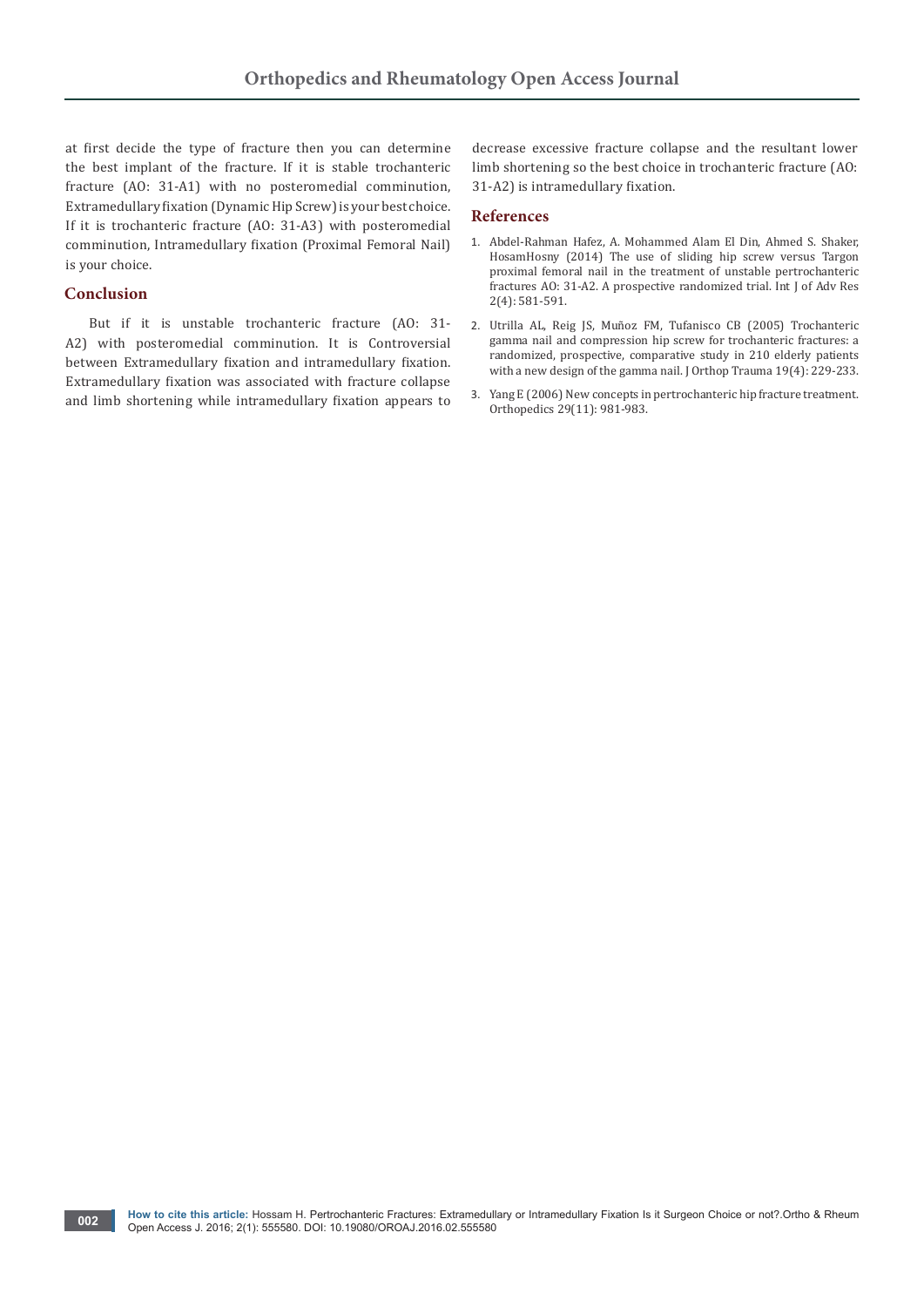at first decide the type of fracture then you can determine the best implant of the fracture. If it is stable trochanteric fracture (AO: 31-A1) with no posteromedial comminution, Extramedullary fixation (Dynamic Hip Screw) is your best choice. If it is trochanteric fracture (AO: 31-A3) with posteromedial comminution, Intramedullary fixation (Proximal Femoral Nail) is your choice.

## Conclusion

But if it is unstable trochanteric fracture (AO: 31-A2) with posteromedial comminution. It is Controversial between Extramedullary fixation and intramedullary fixation. Extramedullary fixation was associated with fracture collapse and limb shortening while intramedullary fixation appears to decrease excessive fracture collapse and the resultant lower limb shortening so the best choice in trochanteric fracture (AO: 31-A2) is intramedullary fixation.

## References

1. Abdel-Rahman Hafez, A. Mohammed Alam El Din, Ahmed S. Shaker, HosamHosny (2014) The use of sliding hip screw versus Targon proximal femoral nail in the treatment of unstable pertrochanteric fractures AO: 31-A2. A prospective randomized trial. Int J of Adv Res 2(4): 581-591.
2. Utrilla AL, Reig JS, Muñoz FM, Tufanisco CB (2005) Trochanteric gamma nail and compression hip screw for trochanteric fractures: a randomized, prospective, comparative study in 210 elderly patients with a new design of the gamma nail. J Orthop Trauma 19(4): 229-233.
3. Yang E (2006) New concepts in pertrochanteric hip fracture treatment. Orthopedics 29(11): 981-983.